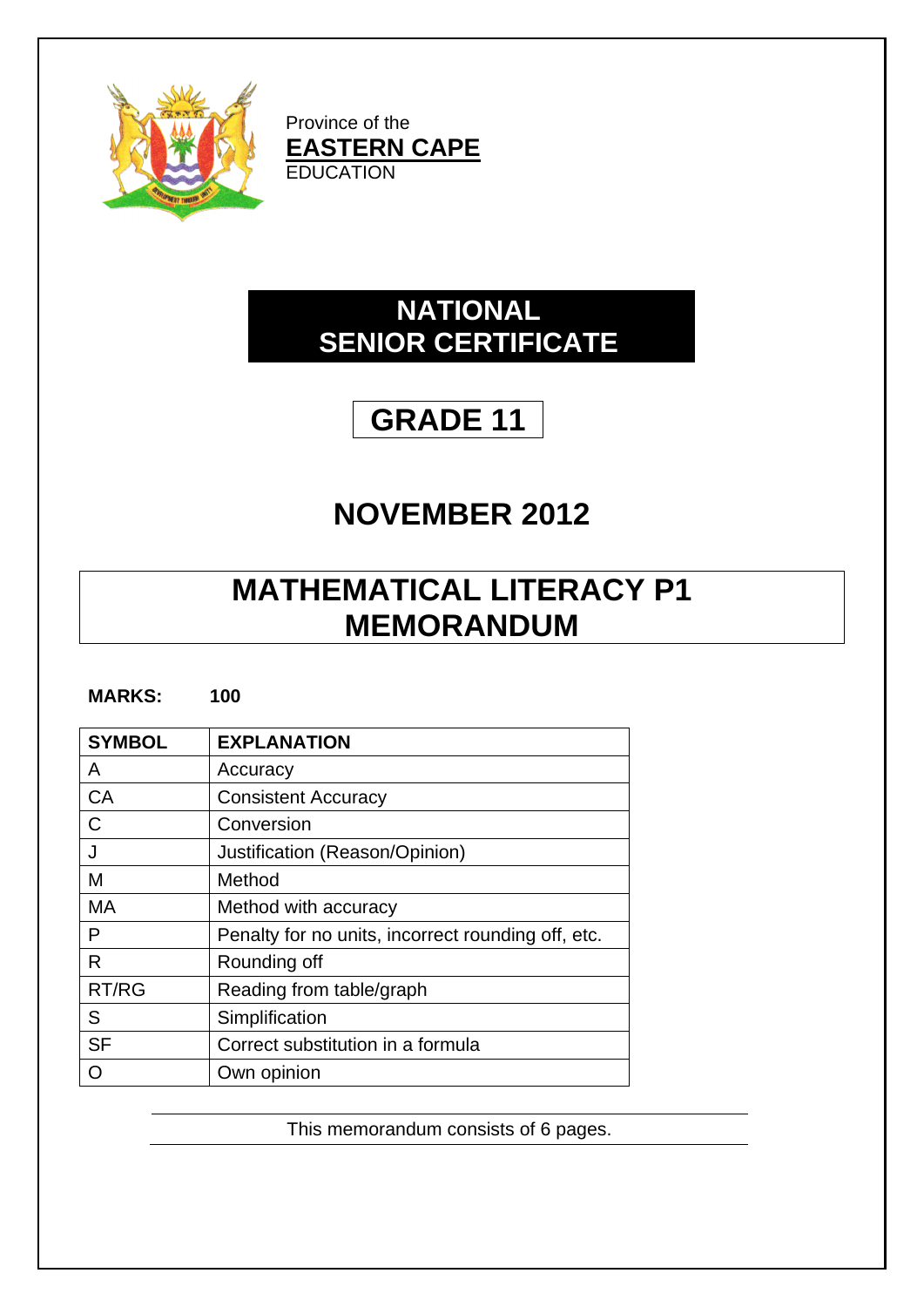Province of the
**EASTERN CAPE**
EDUCATION

# NATIONAL SENIOR CERTIFICATE

# GRADE 11

# NOVEMBER 2012

# MATHEMATICAL LITERACY P1 MEMORANDUM

**MARKS: 100**

| SYMBOL | EXPLANATION |
|---|---|
| A | Accuracy |
| CA | Consistent Accuracy |
| C | Conversion |
| J | Justification (Reason/Opinion) |
| M | Method |
| MA | Method with accuracy |
| P | Penalty for no units, incorrect rounding off, etc. |
| R | Rounding off |
| RT/RG | Reading from table/graph |
| S | Simplification |
| SF | Correct substitution in a formula |
| O | Own opinion |

This memorandum consists of 6 pages.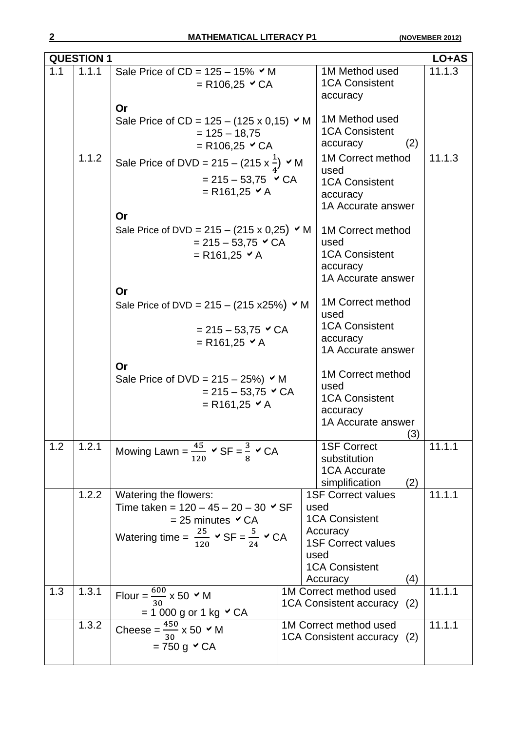| QUESTION 1 | | | | LO+AS |
|---|---|---|---|---|
| 1.1 | 1.1.1 | Sale Price of CD = 125 – 15% ✓M<br>= R106,25 ✓CA<br><br>**Or**<br>Sale Price of CD = 125 – (125 x 0,15) ✓M<br>= 125 – 18,75<br>= R106,25 ✓CA | 1M Method used<br>1CA Consistent accuracy<br><br>1M Method used<br>1CA Consistent accuracy (2) | 11.1.3 |
| | 1.1.2 | Sale Price of DVD = 215 – (215 x $\frac{1}{4}$) ✓M<br>= 215 – 53,75 ✓CA<br>= R161,25 ✓A<br><br>**Or**<br>Sale Price of DVD = 215 – (215 x 0,25) ✓M<br>= 215 – 53,75 ✓CA<br>= R161,25 ✓A<br><br>**Or**<br>Sale Price of DVD = 215 – (215 x25%) ✓M<br>= 215 – 53,75 ✓CA<br>= R161,25 ✓A<br><br>**Or**<br>Sale Price of DVD = 215 – 25%) ✓M<br>= 215 – 53,75 ✓CA<br>= R161,25 ✓A | 1M Correct method used<br>1CA Consistent accuracy<br>1A Accurate answer<br><br>1M Correct method used<br>1CA Consistent accuracy<br>1A Accurate answer<br><br>1M Correct method used<br>1CA Consistent accuracy<br>1A Accurate answer<br><br>1M Correct method used<br>1CA Consistent accuracy<br>1A Accurate answer (3) | 11.1.3 |
| 1.2 | 1.2.1 | Mowing Lawn = $\frac{45}{120}$ ✓SF = $\frac{3}{8}$ ✓CA | 1SF Correct substitution<br>1CA Accurate simplification (2) | 11.1.1 |
| | 1.2.2 | Watering the flowers:<br>Time taken = 120 – 45 – 20 – 30 ✓SF<br>= 25 minutes ✓CA<br>Watering time = $\frac{25}{120}$ ✓SF = $\frac{5}{24}$ ✓CA | 1SF Correct values used<br>1CA Consistent Accuracy<br>1SF Correct values used<br>1CA Consistent Accuracy (4) | 11.1.1 |
| 1.3 | 1.3.1 | Flour = $\frac{600}{30}$ x 50 ✓M<br>= 1 000 g or 1 kg ✓CA | 1M Correct method used<br>1CA Consistent accuracy (2) | 11.1.1 |
| | 1.3.2 | Cheese = $\frac{450}{30}$ x 50 ✓M<br>= 750 g ✓CA | 1M Correct method used<br>1CA Consistent accuracy (2) | 11.1.1 |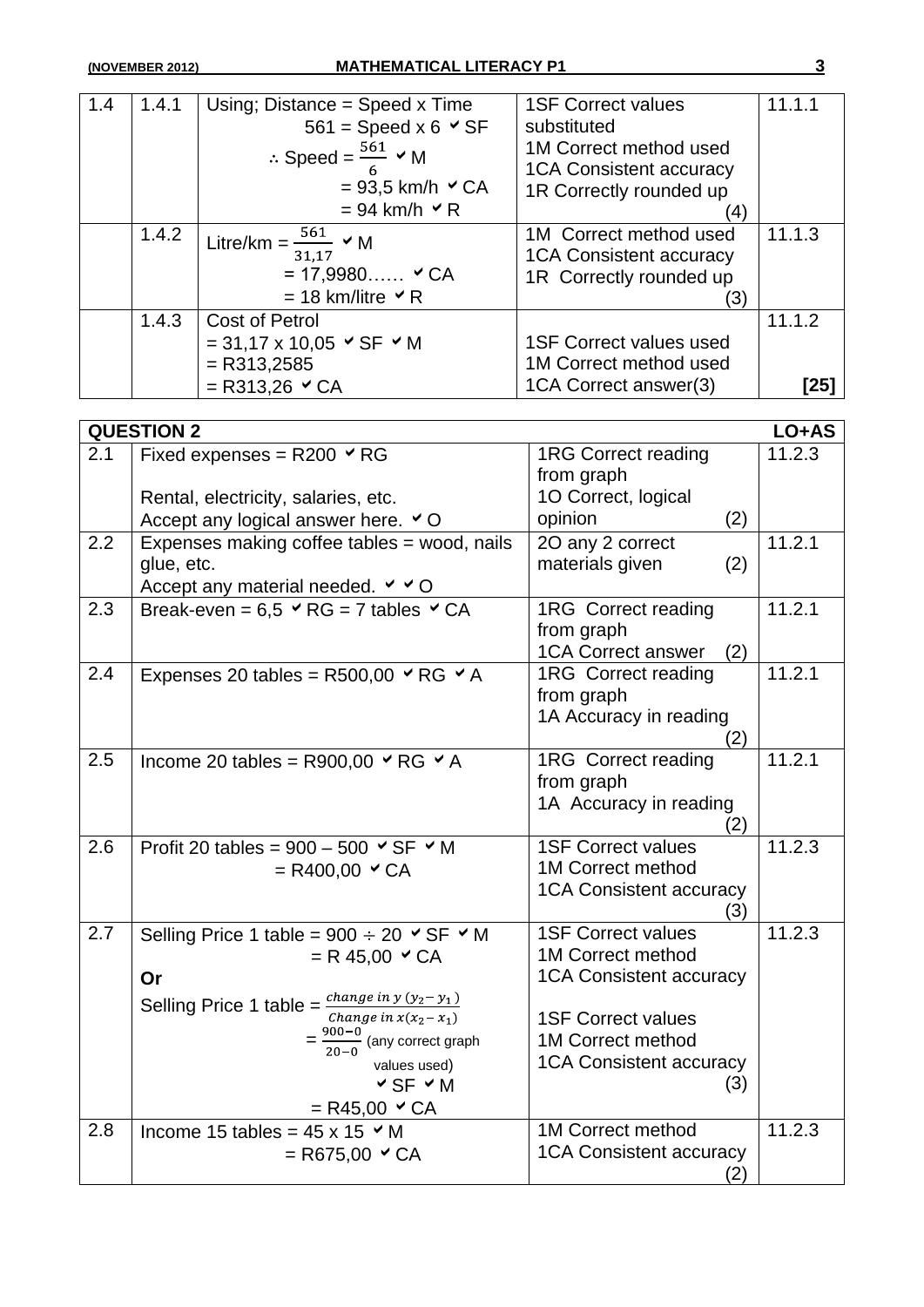| 1.4 | 1.4.1 | Using; Distance = Speed x Time<br>561 = Speed x 6 ✓SF<br>∴ Speed = $\frac{561}{6}$ ✓M<br>= 93,5 km/h ✓CA<br>= 94 km/h ✓R | 1SF Correct values substituted<br>1M Correct method used<br>1CA Consistent accuracy<br>1R Correctly rounded up<br>(4) | 11.1.1 |
|---|---|---|---|---|
| | 1.4.2 | Litre/km = $\frac{561}{31,17}$ ✓M<br>= 17,9980…… ✓CA<br>= 18 km/litre ✓R | 1M Correct method used<br>1CA Consistent accuracy<br>1R Correctly rounded up<br>(3) | 11.1.3 |
| | 1.4.3 | Cost of Petrol<br>= 31,17 x 10,05 ✓SF ✓M<br>= R313,2585<br>= R313,26 ✓CA | 1SF Correct values used<br>1M Correct method used<br>1CA Correct answer(3) | 11.1.2<br><br>**[25]** |

| **QUESTION 2** | | | **LO+AS** |
|---|---|---|---|
| 2.1 | Fixed expenses = R200 ✓RG<br><br>Rental, electricity, salaries, etc.<br>Accept any logical answer here. ✓O | 1RG Correct reading from graph<br>1O Correct, logical opinion (2) | 11.2.3 |
| 2.2 | Expenses making coffee tables = wood, nails glue, etc.<br>Accept any material needed. ✓✓O | 2O any 2 correct materials given (2) | 11.2.1 |
| 2.3 | Break-even = 6,5 ✓RG = 7 tables ✓CA | 1RG Correct reading from graph<br>1CA Correct answer (2) | 11.2.1 |
| 2.4 | Expenses 20 tables = R500,00 ✓RG ✓A | 1RG Correct reading from graph<br>1A Accuracy in reading<br>(2) | 11.2.1 |
| 2.5 | Income 20 tables = R900,00 ✓RG ✓A | 1RG Correct reading from graph<br>1A Accuracy in reading<br>(2) | 11.2.1 |
| 2.6 | Profit 20 tables = 900 – 500 ✓SF ✓M<br>= R400,00 ✓CA | 1SF Correct values<br>1M Correct method<br>1CA Consistent accuracy<br>(3) | 11.2.3 |
| 2.7 | Selling Price 1 table = 900 ÷ 20 ✓SF ✓M<br>= R 45,00 ✓CA<br>**Or**<br>Selling Price 1 table = $\frac{change\ in\ y\ (y_2 - y_1)}{Change\ in\ x(x_2 - x_1)}$<br>= $\frac{900-0}{20-0}$ (any correct graph values used)<br>✓SF ✓M<br>= R45,00 ✓CA | 1SF Correct values<br>1M Correct method<br>1CA Consistent accuracy<br><br>1SF Correct values<br>1M Correct method<br>1CA Consistent accuracy<br>(3) | 11.2.3 |
| 2.8 | Income 15 tables = 45 x 15 ✓M<br>= R675,00 ✓CA | 1M Correct method<br>1CA Consistent accuracy<br>(2) | 11.2.3 |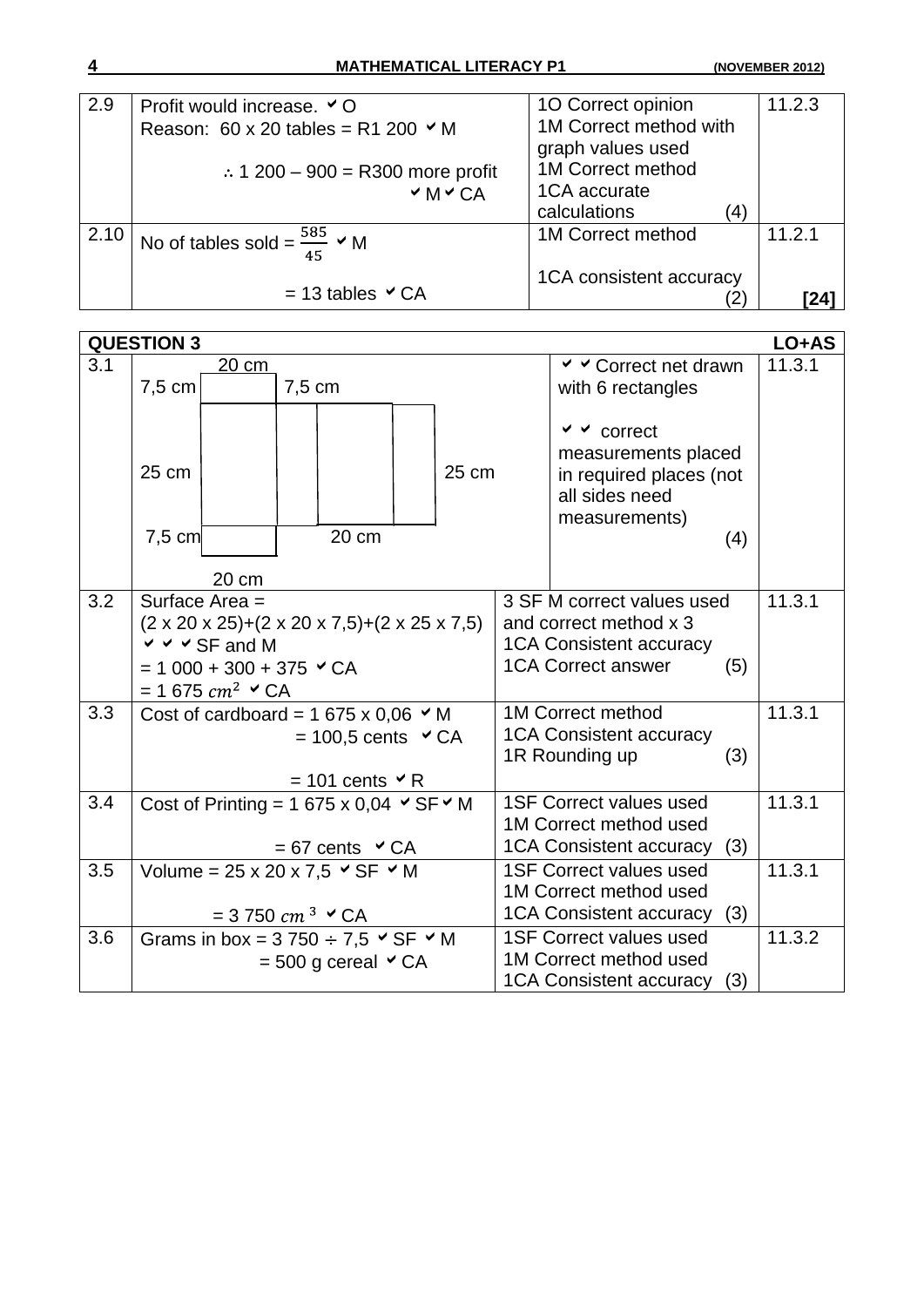| 2.9 | Profit would increase. ✔O<br>Reason: 60 x 20 tables = R1 200 ✔M<br>∴ 1 200 – 900 = R300 more profit ✔M ✔CA | 1O Correct opinion<br>1M Correct method with graph values used<br>1M Correct method<br>1CA accurate calculations (4) | 11.2.3 |
|---|---|---|---|
| 2.10 | No of tables sold = $\frac{585}{45}$ ✔M<br>= 13 tables ✔CA | 1M Correct method<br>1CA consistent accuracy (2) | 11.2.1<br>**[24]** |

| **QUESTION 3** | | | **LO+AS** |
|---|---|---|---|
| 3.1 | Net diagram: 20 cm; 7,5 cm; 7,5 cm; 25 cm; 25 cm; 7,5 cm; 20 cm; 20 cm | ✔✔ Correct net drawn with 6 rectangles<br>✔✔ correct measurements placed in required places (not all sides need measurements) (4) | 11.3.1 |
| 3.2 | Surface Area =<br>(2 x 20 x 25)+(2 x 20 x 7,5)+(2 x 25 x 7,5) ✔✔✔SF and M<br>= 1 000 + 300 + 375 ✔CA<br>= 1 675 $cm^2$ ✔CA | 3 SF M correct values used and correct method x 3<br>1CA Consistent accuracy<br>1CA Correct answer (5) | 11.3.1 |
| 3.3 | Cost of cardboard = 1 675 x 0,06 ✔M<br>= 100,5 cents ✔CA<br>= 101 cents ✔R | 1M Correct method<br>1CA Consistent accuracy<br>1R Rounding up (3) | 11.3.1 |
| 3.4 | Cost of Printing = 1 675 x 0,04 ✔SF ✔M<br>= 67 cents ✔CA | 1SF Correct values used<br>1M Correct method used<br>1CA Consistent accuracy (3) | 11.3.1 |
| 3.5 | Volume = 25 x 20 x 7,5 ✔SF ✔M<br>= 3 750 $cm^3$ ✔CA | 1SF Correct values used<br>1M Correct method used<br>1CA Consistent accuracy (3) | 11.3.1 |
| 3.6 | Grams in box = 3 750 ÷ 7,5 ✔SF ✔M<br>= 500 g cereal ✔CA | 1SF Correct values used<br>1M Correct method used<br>1CA Consistent accuracy (3) | 11.3.2 |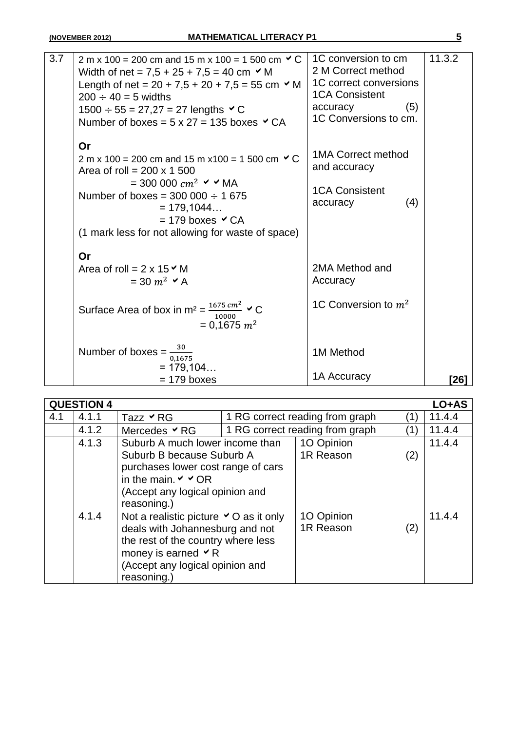| 3.7 | 2 m x 100 = 200 cm and 15 m x 100 = 1 500 cm ✔C<br>Width of net = 7,5 + 25 + 7,5 = 40 cm ✔M<br>Length of net = 20 + 7,5 + 20 + 7,5 = 55 cm ✔M<br>200 ÷ 40 = 5 widths<br>1500 ÷ 55 = 27,27 = 27 lengths ✔C<br>Number of boxes = 5 x 27 = 135 boxes ✔CA<br><br>**Or**<br>2 m x 100 = 200 cm and 15 m x100 = 1 500 cm ✔C<br>Area of roll = 200 x 1 500<br>= 300 000 $cm^2$ ✔✔MA<br>Number of boxes = 300 000 ÷ 1 675<br>= 179,1044…<br>= 179 boxes ✔CA<br>(1 mark less for not allowing for waste of space)<br><br>**Or**<br>Area of roll = 2 x 15 ✔M<br>= 30 $m^2$ ✔A<br><br>Surface Area of box in m² = $\frac{1675\ cm^2}{10000}$ ✔C<br>= 0,1675 $m^2$<br><br>Number of boxes = $\frac{30}{0,1675}$<br>= 179,104…<br>= 179 boxes | 1C conversion to cm<br>2 M Correct method<br>1C correct conversions<br>1CA Consistent accuracy (5)<br>1C Conversions to cm.<br><br>1MA Correct method and accuracy<br><br>1CA Consistent accuracy (4)<br><br>2MA Method and Accuracy<br><br>1C Conversion to $m^2$<br><br>1M Method<br><br>1A Accuracy | 11.3.2<br><br><br><br><br><br><br><br><br><br><br><br><br><br><br><br><br><br><br><br><br><br><br><br>**[26]** |
|---|---|---|---|

| **QUESTION 4** | | | | **LO+AS** |
|---|---|---|---|---|
| 4.1 | 4.1.1 | Tazz ✔RG | 1 RG correct reading from graph (1) | 11.4.4 |
| | 4.1.2 | Mercedes ✔RG | 1 RG correct reading from graph (1) | 11.4.4 |
| | 4.1.3 | Suburb A much lower income than Suburb B because Suburb A purchases lower cost range of cars in the main. ✔✔OR<br>(Accept any logical opinion and reasoning.) | 1O Opinion<br>1R Reason (2) | 11.4.4 |
| | 4.1.4 | Not a realistic picture ✔O as it only deals with Johannesburg and not the rest of the country where less money is earned ✔R<br>(Accept any logical opinion and reasoning.) | 1O Opinion<br>1R Reason (2) | 11.4.4 |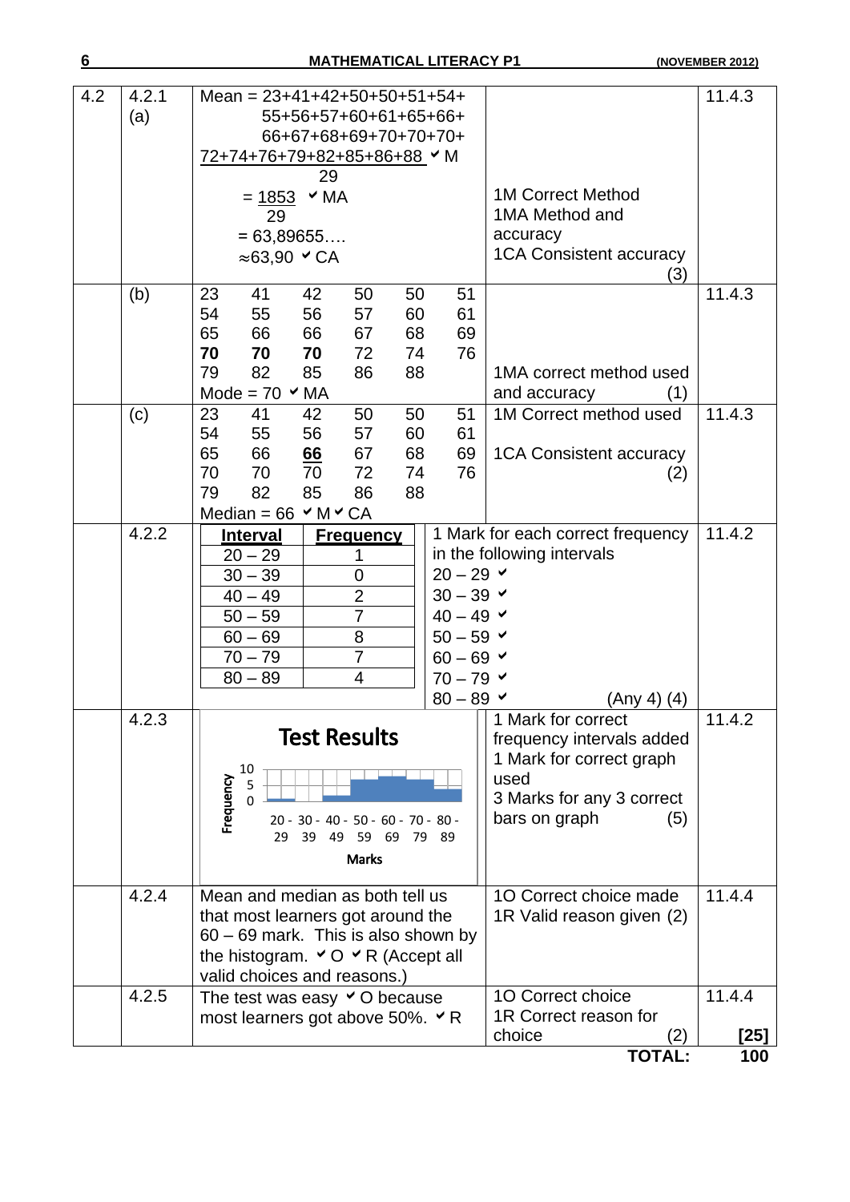| | | | | |
|---|---|---|---|---|
| 4.2 | 4.2.1 (a) | Mean = 23+41+42+50+50+51+54+ 55+56+57+60+61+65+66+ 66+67+68+69+70+70+70+ 72+74+76+79+82+85+86+88 ✔M / 29 <br> = 1853 / 29 ✔MA <br> = 63,89655…. <br> ≈63,90 ✔CA | 1M Correct Method <br> 1MA Method and accuracy <br> 1CA Consistent accuracy (3) | 11.4.3 |
| | (b) | 23 41 42 50 50 51 <br> 54 55 56 57 60 61 <br> 65 66 66 67 68 69 <br> **70 70 70** 72 74 76 <br> 79 82 85 86 88 <br> Mode = 70 ✔MA | 1MA correct method used and accuracy (1) | 11.4.3 |
| | (c) | 23 41 42 50 50 51 <br> 54 55 56 57 60 61 <br> 65 66 **66** 67 68 69 <br> 70 70 70 72 74 76 <br> 79 82 85 86 88 <br> Median = 66 ✔M ✔CA | 1M Correct method used <br> 1CA Consistent accuracy (2) | 11.4.3 |
| | 4.2.2 | **Interval** / **Frequency**: 20 – 29: 1; 30 – 39: 0; 40 – 49: 2; 50 – 59: 7; 60 – 69: 8; 70 – 79: 7; 80 – 89: 4 | 1 Mark for each correct frequency in the following intervals <br> 20 – 29 ✔ <br> 30 – 39 ✔ <br> 40 – 49 ✔ <br> 50 – 59 ✔ <br> 60 – 69 ✔ <br> 70 – 79 ✔ <br> 80 – 89 ✔ (Any 4) (4) | 11.4.2 |
| | 4.2.3 | **Test Results** <br> Frequency: 10, 5, 0 <br> 20 - 29, 30 - 39, 40 - 49, 50 - 59, 60 - 69, 70 - 79, 80 - 89 <br> **Marks** | 1 Mark for correct frequency intervals added <br> 1 Mark for correct graph used <br> 3 Marks for any 3 correct bars on graph (5) | 11.4.2 |
| | 4.2.4 | Mean and median as both tell us that most learners got around the 60 – 69 mark. This is also shown by the histogram. ✔O ✔R (Accept all valid choices and reasons.) | 1O Correct choice made <br> 1R Valid reason given (2) | 11.4.4 |
| | 4.2.5 | The test was easy ✔O because most learners got above 50%. ✔R | 1O Correct choice <br> 1R Correct reason for choice (2) | 11.4.4 <br> **[25]** |
| | | | **TOTAL:** | **100** |